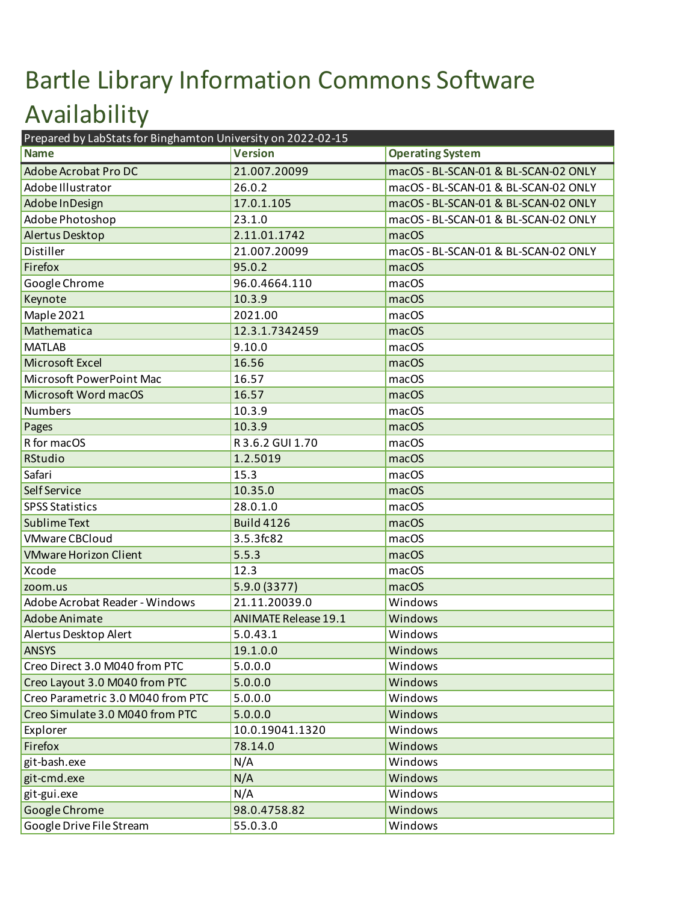# Bartle Library Information Commons Software Availability

| Prepared by LabStats for Binghamton University on 2022-02-15 | | |
|---|---|---|
| **Name** | **Version** | **Operating System** |
| Adobe Acrobat Pro DC | 21.007.20099 | macOS - BL-SCAN-01 & BL-SCAN-02 ONLY |
| Adobe Illustrator | 26.0.2 | macOS - BL-SCAN-01 & BL-SCAN-02 ONLY |
| Adobe InDesign | 17.0.1.105 | macOS - BL-SCAN-01 & BL-SCAN-02 ONLY |
| Adobe Photoshop | 23.1.0 | macOS - BL-SCAN-01 & BL-SCAN-02 ONLY |
| Alertus Desktop | 2.11.01.1742 | macOS |
| Distiller | 21.007.20099 | macOS - BL-SCAN-01 & BL-SCAN-02 ONLY |
| Firefox | 95.0.2 | macOS |
| Google Chrome | 96.0.4664.110 | macOS |
| Keynote | 10.3.9 | macOS |
| Maple 2021 | 2021.00 | macOS |
| Mathematica | 12.3.1.7342459 | macOS |
| MATLAB | 9.10.0 | macOS |
| Microsoft Excel | 16.56 | macOS |
| Microsoft PowerPoint Mac | 16.57 | macOS |
| Microsoft Word macOS | 16.57 | macOS |
| Numbers | 10.3.9 | macOS |
| Pages | 10.3.9 | macOS |
| R for macOS | R 3.6.2 GUI 1.70 | macOS |
| RStudio | 1.2.5019 | macOS |
| Safari | 15.3 | macOS |
| Self Service | 10.35.0 | macOS |
| SPSS Statistics | 28.0.1.0 | macOS |
| Sublime Text | Build 4126 | macOS |
| VMware CBCloud | 3.5.3fc82 | macOS |
| VMware Horizon Client | 5.5.3 | macOS |
| Xcode | 12.3 | macOS |
| zoom.us | 5.9.0 (3377) | macOS |
| Adobe Acrobat Reader - Windows | 21.11.20039.0 | Windows |
| Adobe Animate | ANIMATE Release 19.1 | Windows |
| Alertus Desktop Alert | 5.0.43.1 | Windows |
| ANSYS | 19.1.0.0 | Windows |
| Creo Direct 3.0 M040 from PTC | 5.0.0.0 | Windows |
| Creo Layout 3.0 M040 from PTC | 5.0.0.0 | Windows |
| Creo Parametric 3.0 M040 from PTC | 5.0.0.0 | Windows |
| Creo Simulate 3.0 M040 from PTC | 5.0.0.0 | Windows |
| Explorer | 10.0.19041.1320 | Windows |
| Firefox | 78.14.0 | Windows |
| git-bash.exe | N/A | Windows |
| git-cmd.exe | N/A | Windows |
| git-gui.exe | N/A | Windows |
| Google Chrome | 98.0.4758.82 | Windows |
| Google Drive File Stream | 55.0.3.0 | Windows |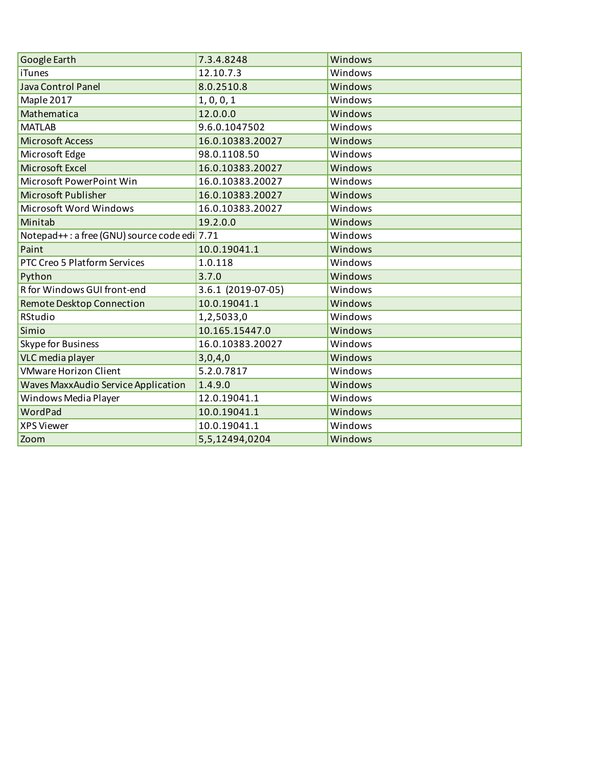| | | |
|---|---|---|
| Google Earth | 7.3.4.8248 | Windows |
| iTunes | 12.10.7.3 | Windows |
| Java Control Panel | 8.0.2510.8 | Windows |
| Maple 2017 | 1, 0, 0, 1 | Windows |
| Mathematica | 12.0.0.0 | Windows |
| MATLAB | 9.6.0.1047502 | Windows |
| Microsoft Access | 16.0.10383.20027 | Windows |
| Microsoft Edge | 98.0.1108.50 | Windows |
| Microsoft Excel | 16.0.10383.20027 | Windows |
| Microsoft PowerPoint Win | 16.0.10383.20027 | Windows |
| Microsoft Publisher | 16.0.10383.20027 | Windows |
| Microsoft Word Windows | 16.0.10383.20027 | Windows |
| Minitab | 19.2.0.0 | Windows |
| Notepad++ : a free (GNU) source code edi | 7.71 | Windows |
| Paint | 10.0.19041.1 | Windows |
| PTC Creo 5 Platform Services | 1.0.118 | Windows |
| Python | 3.7.0 | Windows |
| R for Windows GUI front-end | 3.6.1 (2019-07-05) | Windows |
| Remote Desktop Connection | 10.0.19041.1 | Windows |
| RStudio | 1,2,5033,0 | Windows |
| Simio | 10.165.15447.0 | Windows |
| Skype for Business | 16.0.10383.20027 | Windows |
| VLC media player | 3,0,4,0 | Windows |
| VMware Horizon Client | 5.2.0.7817 | Windows |
| Waves MaxxAudio Service Application | 1.4.9.0 | Windows |
| Windows Media Player | 12.0.19041.1 | Windows |
| WordPad | 10.0.19041.1 | Windows |
| XPS Viewer | 10.0.19041.1 | Windows |
| Zoom | 5,5,12494,0204 | Windows |